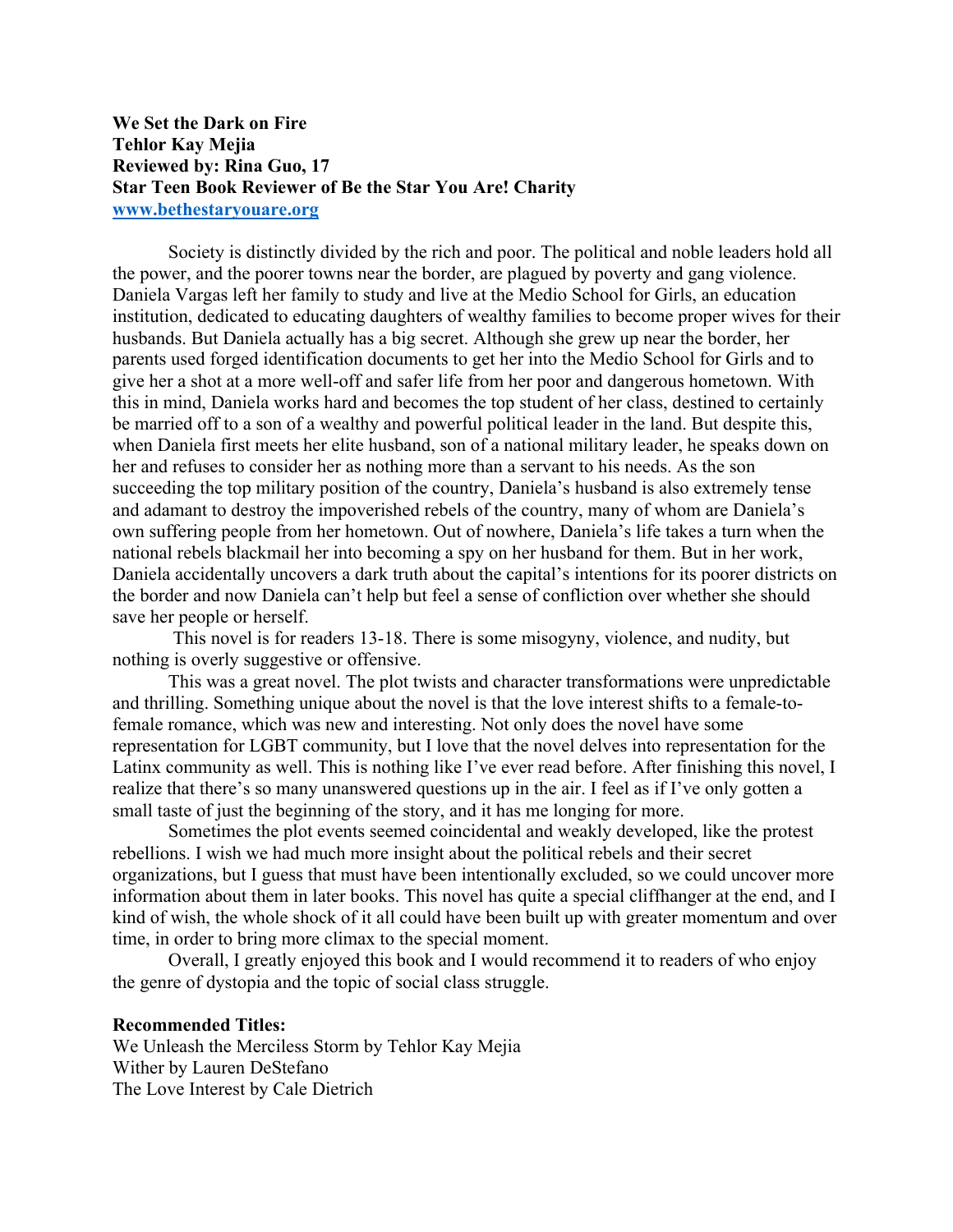**We Set the Dark on Fire**
**Tehlor Kay Mejia**
**Reviewed by: Rina Guo, 17**
**Star Teen Book Reviewer of Be the Star You Are! Charity**
**[www.bethestaryouare.org](http://www.bethestaryouare.org)**

Society is distinctly divided by the rich and poor. The political and noble leaders hold all the power, and the poorer towns near the border, are plagued by poverty and gang violence. Daniela Vargas left her family to study and live at the Medio School for Girls, an education institution, dedicated to educating daughters of wealthy families to become proper wives for their husbands. But Daniela actually has a big secret. Although she grew up near the border, her parents used forged identification documents to get her into the Medio School for Girls and to give her a shot at a more well-off and safer life from her poor and dangerous hometown. With this in mind, Daniela works hard and becomes the top student of her class, destined to certainly be married off to a son of a wealthy and powerful political leader in the land. But despite this, when Daniela first meets her elite husband, son of a national military leader, he speaks down on her and refuses to consider her as nothing more than a servant to his needs. As the son succeeding the top military position of the country, Daniela's husband is also extremely tense and adamant to destroy the impoverished rebels of the country, many of whom are Daniela's own suffering people from her hometown. Out of nowhere, Daniela's life takes a turn when the national rebels blackmail her into becoming a spy on her husband for them. But in her work, Daniela accidentally uncovers a dark truth about the capital's intentions for its poorer districts on the border and now Daniela can't help but feel a sense of confliction over whether she should save her people or herself.

This novel is for readers 13-18. There is some misogyny, violence, and nudity, but nothing is overly suggestive or offensive.

This was a great novel. The plot twists and character transformations were unpredictable and thrilling. Something unique about the novel is that the love interest shifts to a female-to-female romance, which was new and interesting. Not only does the novel have some representation for LGBT community, but I love that the novel delves into representation for the Latinx community as well. This is nothing like I've ever read before. After finishing this novel, I realize that there's so many unanswered questions up in the air. I feel as if I've only gotten a small taste of just the beginning of the story, and it has me longing for more.

Sometimes the plot events seemed coincidental and weakly developed, like the protest rebellions. I wish we had much more insight about the political rebels and their secret organizations, but I guess that must have been intentionally excluded, so we could uncover more information about them in later books. This novel has quite a special cliffhanger at the end, and I kind of wish, the whole shock of it all could have been built up with greater momentum and over time, in order to bring more climax to the special moment.

Overall, I greatly enjoyed this book and I would recommend it to readers of who enjoy the genre of dystopia and the topic of social class struggle.

**Recommended Titles:**
We Unleash the Merciless Storm by Tehlor Kay Mejia
Wither by Lauren DeStefano
The Love Interest by Cale Dietrich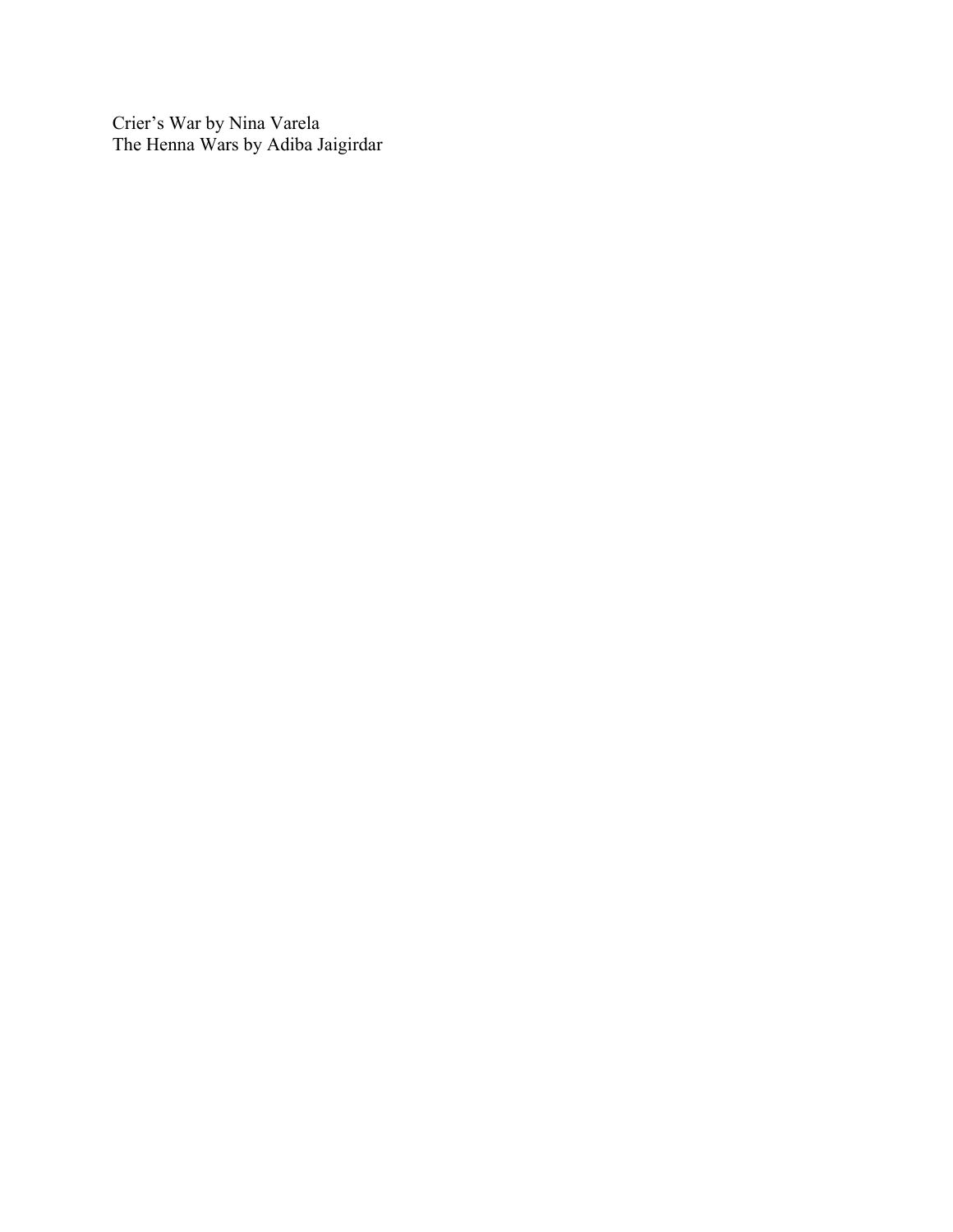Crier’s War by Nina Varela
The Henna Wars by Adiba Jaigirdar